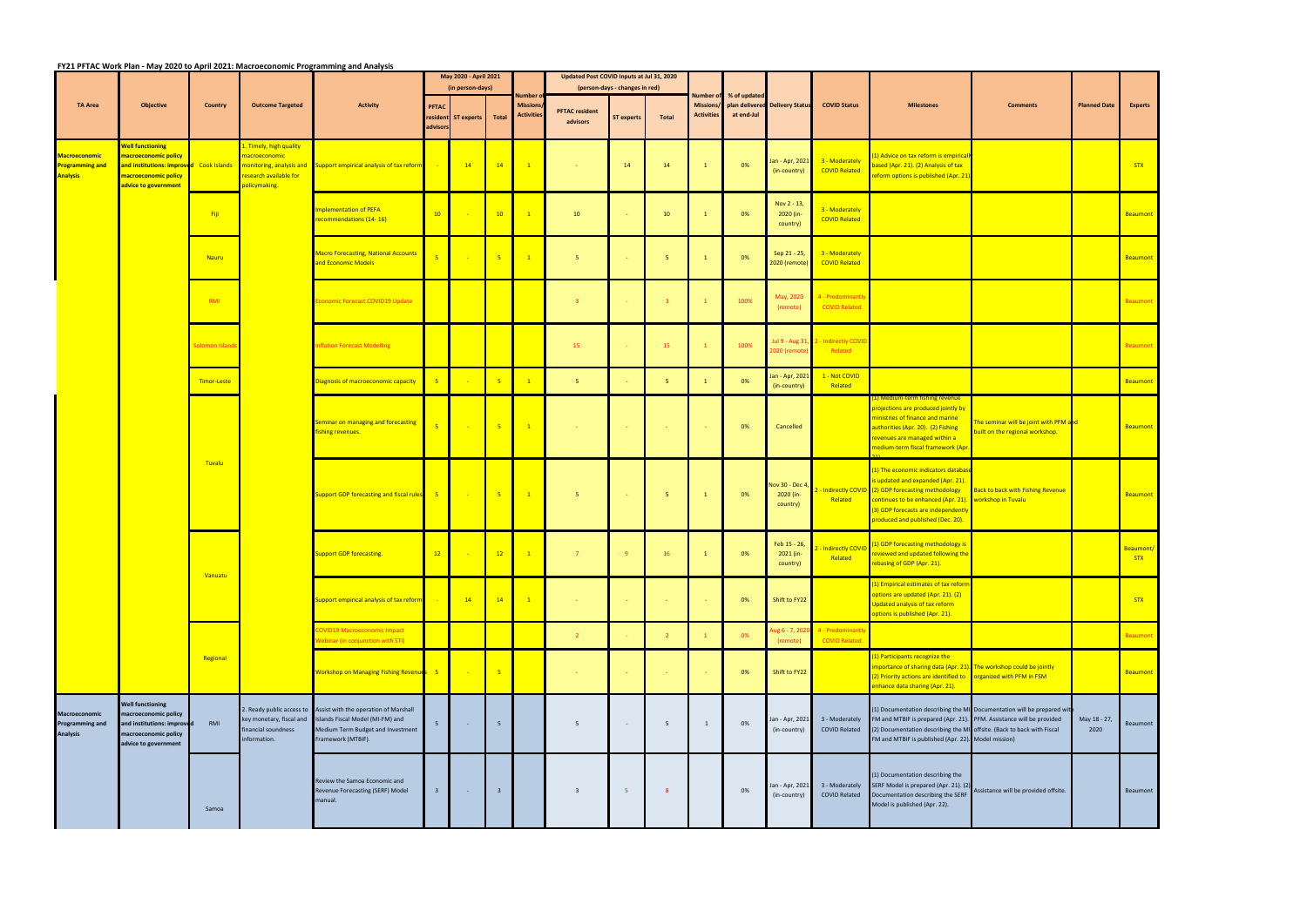## FY21 PFTAC Work Plan - May 2020 to April 2021: Macroeconomic Programming and Analysis

| TA Area | Objective | Country | Outcome Targeted | Activity | May 2020 - April 2021 (in person-days) | | | Number of Missions/ Activities | Updated Post COVID Inputs at Jul 31, 2020 (person-days - changes in red) | | | Number of Missions/ Activities | % of updated plan delivered at end-Jul | Delivery Status | COVID Status | Milestones | Comments | Planned Date | Experts |
|---|---|---|---|---|---|---|---|---|---|---|---|---|---|---|---|---|---|---|---|
| | | | | | PFTAC resident advisors | ST experts | Total | | PFTAC resident advisors | ST experts | Total | | | | | | | | |
| Macroeconomic Programming and Analysis | Well functioning macroeconomic policy and institutions: improved macroeconomic policy advice to government | Cook Islands | 1. Timely, high quality macroeconomic monitoring, analysis and research available for policymaking. | Support empirical analysis of tax reform | - | 14 | 14 | 1 | - | 14 | 14 | 1 | 0% | Jan - Apr, 2021 (in-country) | 3 - Moderately COVID Related | (1) Advice on tax reform is empirically based (Apr. 21). (2) Analysis of tax reform options is published (Apr. 21). | | | STX |
| | | Fiji | | Implementation of PEFA recommendations (14- 16) | 10 | - | 10 | 1 | 10 | - | 10 | 1 | 0% | Nov 2 - 13, 2020 (in-country) | 3 - Moderately COVID Related | | | | Beaumont |
| | | Nauru | | Macro Forecasting, National Accounts and Economic Models | 5 | - | 5 | 1 | 5 | - | 5 | 1 | 0% | Sep 21 - 25, 2020 (remote) | 3 - Moderately COVID Related | | | | Beaumont |
| | | RMI | | Economic Forecast COVID19 Update | | | | | 3 | - | 3 | 1 | 100% | May, 2020 (remote) | 4 - Predominantly COVID Related | | | | Beaumont |
| | | Solomon Islands | | Inflation Forecast Modelling | | | | | 15 | - | 15 | 1 | 100% | Jul 9 - Aug 31, 2020 (remote) | 2 - Indirectly COVID Related | | | | Beaumont |
| | | Timor-Leste | | Diagnosis of macroeconomic capacity | 5 | - | 5 | 1 | 5 | - | 5 | 1 | 0% | Jan - Apr, 2021 (in-country) | 1 - Not COVID Related | | | | Beaumont |
| | | Tuvalu | | Seminar on managing and forecasting fishing revenues. | 5 | - | 5 | 1 | - | - | - | - | 0% | Cancelled | | (1) Medium-term fishing revenue projections are produced jointly by ministries of finance and marine authorities (Apr. 20). (2) Fishing revenues are managed within a medium-term fiscal framework (Apr. 21). | The seminar will be joint with PFM and built on the regional workshop. | | Beaumont |
| | | | | Support GDP forecasting and fiscal rules | 5 | - | 5 | 1 | 5 | - | 5 | 1 | 0% | Nov 30 - Dec 4, 2020 (in-country) | 2 - Indirectly COVID Related | (1) The economic indicators database is updated and expanded (Apr. 21). (2) GDP forecasting methodology continues to be enhanced (Apr. 21). (3) GDP forecasts are independently produced and published (Dec. 20). | Back to back with Fishing Revenue workshop in Tuvalu | | Beaumont |
| | | Vanuatu | | Support GDP forecasting. | 12 | - | 12 | 1 | 7 | 9 | 16 | 1 | 0% | Feb 15 - 26, 2021 (in-country) | 2 - Indirectly COVID Related | (1) GDP forecasting methodology is reviewed and updated following the rebasing of GDP (Apr. 21). | | | Beaumont/ STX |
| | | | | Support empirical analysis of tax reform | - | 14 | 14 | 1 | - | - | - | - | 0% | Shift to FY22 | | (1) Empirical estimates of tax reform options are updated (Apr. 21). (2) Updated analysis of tax reform options is published (Apr. 21). | | | STX |
| | | Regional | | COVID19 Macroeconomic Impact Webinar (in conjunction with STI) | | | | | 2 | - | 2 | 1 | 0% | Aug 6 - 7, 2020 (remote) | 4 - Predominantly COVID Related | | | | Beaumont |
| | | | | Workshop on Managing Fishing Revenues | 5 | - | 5 | | - | - | - | - | 0% | Shift to FY22 | | (1) Participants recognize the importance of sharing data (Apr. 21). (2) Priority actions are identified to enhance data sharing (Apr. 21). | The workshop could be jointly organized with PFM in FSM | | Beaumont |
| Macroeconomic Programming and Analysis | Well functioning macroeconomic policy and institutions: improved macroeconomic policy advice to government | RMI | 2. Ready public access to key monetary, fiscal and financial soundness information. | Assist with the operation of Marshall Islands Fiscal Model (MI-FM) and Medium Term Budget and Investment Framework (MTBIF). | 5 | - | 5 | | 5 | - | 5 | 1 | 0% | Jan - Apr, 2021 (in-country) | 3 - Moderately COVID Related | (1) Documentation describing the MI FM and MTBIF is prepared (Apr. 21). (2) Documentation describing the MI FM and MTBIF is published (Apr. 22). | Documentation will be prepared with PFM. Assistance will be provided offsite. (Back to back with Fiscal Model mission) | May 18 - 27, 2020 | Beaumont |
| | | Samoa | | Review the Samoa Economic and Revenue Forecasting (SERF) Model manual. | 3 | - | 3 | | 3 | 5 | 8 | | 0% | Jan - Apr, 2021 (in-country) | 3 - Moderately COVID Related | (1) Documentation describing the SERF Model is prepared (Apr. 21). (2) Documentation describing the SERF Model is published (Apr. 22). | Assistance will be provided offsite. | | Beaumont |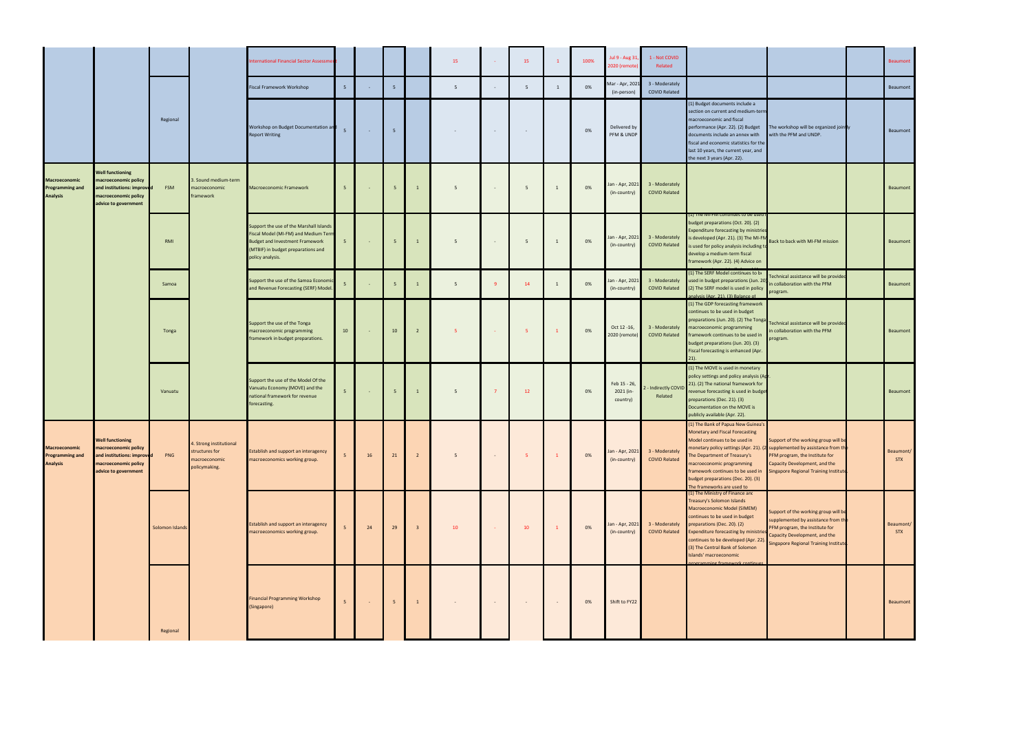| | | | | | | | | | | | | | | | | | | |
|---|---|---|---|---|---|---|---|---|---|---|---|---|---|---|---|---|---|---|
| | | | | International Financial Sector Assessment | | | | | 15 | - | 15 | 1 | 100% | Jul 9 - Aug 31, 2020 (remote) | 1 - Not COVID Related | | | | Beaumont |
| | | Regional | | Fiscal Framework Workshop | 5 | - | 5 | | 5 | - | 5 | 1 | 0% | Mar - Apr, 2021 (in-person) | 3 - Moderately COVID Related | | | | Beaumont |
| | | | | Workshop on Budget Documentation and Report Writing | 5 | - | 5 | | - | - | - | | 0% | Delivered by PFM & UNDP | | (1) Budget documents include a section on current and medium-term macroeconomic and fiscal performance (Apr. 22). (2) Budget documents include an annex with fiscal and economic statistics for the last 10 years, the current year, and the next 3 years (Apr. 22). | The workshop will be organized jointly with the PFM and UNDP. | | Beaumont |
| Macroeconomic Programming and Analysis | Well functioning macroeconomic policy and institutions: improved macroeconomic policy advice to government | FSM | 3. Sound medium-term macroeconomic framework | Macroeconomic Framework | 5 | - | 5 | 1 | 5 | - | 5 | 1 | 0% | Jan - Apr, 2021 (in-country) | 3 - Moderately COVID Related | | | | Beaumont |
| | | RMI | | Support the use of the Marshall Islands Fiscal Model (MI-FM) and Medium Term Budget and Investment Framework (MTBIF) in budget preparations and policy analysis. | 5 | - | 5 | 1 | 5 | - | 5 | 1 | 0% | Jan - Apr, 2021 (in-country) | 3 - Moderately COVID Related | (1) The MI-FM continues to be used in budget preparations (Oct. 20). (2) Expenditure forecasting by ministries is developed (Apr. 21). (3) The MI-FM is used for policy analysis including to develop a medium-term fiscal framework (Apr. 22). (4) Advice on | Back to back with MI-FM mission | | Beaumont |
| | | Samoa | | Support the use of the Samoa Economic and Revenue Forecasting (SERF) Model. | 5 | - | 5 | 1 | 5 | 9 | 14 | 1 | 0% | Jan - Apr, 2021 (in-country) | 3 - Moderately COVID Related | (1) The SERF Model continues to be used in budget preparations (Jun. 20). (2) The SERF model is used in policy analysis (Apr. 21). (3) Balance of | Technical assistance will be provided in collaboration with the PFM program. | | Beaumont |
| | | Tonga | | Support the use of the Tonga macroeconomic programming framework in budget preparations. | 10 | - | 10 | 2 | 5 | - | 5 | 1 | 0% | Oct 12 -16, 2020 (remote) | 3 - Moderately COVID Related | (1) The GDP forecasting framework continues to be used in budget preparations (Jun. 20). (2) The Tonga macroeconomic programming framework continues to be used in budget preparations (Jun. 20). (3) Fiscal forecasting is enhanced (Apr. 21). | Technical assistance will be provided in collaboration with the PFM program. | | Beaumont |
| | | Vanuatu | | Support the use of the Model Of the Vanuatu Economy (MOVE) and the national framework for revenue forecasting. | 5 | - | 5 | 1 | 5 | 7 | 12 | | 0% | Feb 15 - 26, 2021 (in-country) | 2 - Indirectly COVID Related | (1) The MOVE is used in monetary policy settings and policy analysis (Apr. 21). (2) The national framework for revenue forecasting is used in budget preparations (Dec. 21). (3) Documentation on the MOVE is publicly available (Apr. 22). | | | Beaumont |
| Macroeconomic Programming and Analysis | Well functioning macroeconomic policy and institutions: improved macroeconomic policy advice to government | PNG | 4. Strong institutional structures for macroeconomic policymaking. | Establish and support an interagency macroeconomics working group. | 5 | 16 | 21 | 2 | 5 | - | 5 | 1 | 0% | Jan - Apr, 2021 (in-country) | 3 - Moderately COVID Related | (1) The Bank of Papua New Guinea's Monetary and Fiscal Forecasting Model continues to be used in monetary policy settings (Apr. 21). (2) The Department of Treasury's macroeconomic programming framework continues to be used in budget preparations (Dec. 20). (3) The frameworks are used to | Support of the working group will be supplemented by assistance from the PFM program, the Institute for Capacity Development, and the Singapore Regional Training Institute. | | Beaumont/ STX |
| | | Solomon Islands | | Establish and support an interagency macroeconomics working group. | 5 | 24 | 29 | 3 | 10 | - | 10 | 1 | 0% | Jan - Apr, 2021 (in-country) | 3 - Moderately COVID Related | (1) The Ministry of Finance and Treasury's Solomon Islands Macroeconomic Model (SIMEM) continues to be used in budget preparations (Dec. 20). (2) Expenditure forecasting by ministries continues to be developed (Apr. 22). (3) The Central Bank of Solomon Islands' macroeconomic programming framework continues | Support of the working group will be supplemented by assistance from the PFM program, the Institute for Capacity Development, and the Singapore Regional Training Institute. | | Beaumont/ STX |
| | | Regional | | Financial Programming Workshop (Singapore) | 5 | - | 5 | 1 | - | - | - | - | 0% | Shift to FY22 | | | | | Beaumont |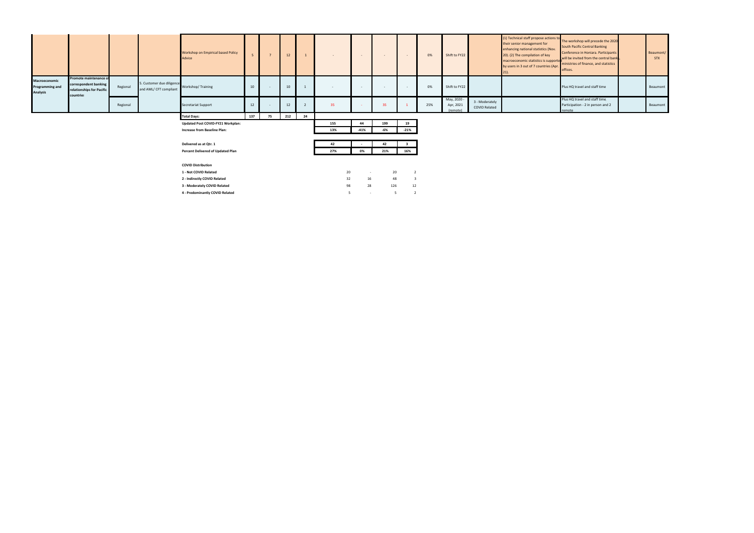| | | | | | | | | | | | | | | | | | | | |
|---|---|---|---|---|---|---|---|---|---|---|---|---|---|---|---|---|---|---|---|
| | | | | Workshop on Empirical based Policy Advice | 5 | 7 | 12 | 1 | - | - | - | - | 0% | Shift to FY22 | | (1) Technical staff propose actions to their senior management for enhancing national statistics (Nov. 20). (2) The compilation of key macroeconomic statistics is supported by users in 3 out of 7 countries (Apr. 21). | The workshop will precede the 2020 South Pacific Central Banking Conference in Honiara. Participants will be invited from the central banks, ministries of finance, and statistics offices. | | Beaumont/ STX |
| Macroeconomic Programming and Analysis | Promote maintenance of correspondent banking relationships for Pacific countries | Regional | 5. Customer due diligence and AML/ CFT compliant | Workshop/ Training | 10 | - | 10 | 1 | - | - | - | - | 0% | Shift to FY22 | | | Plus HQ travel and staff time | | Beaumont |
| | | Regional | | Secretariat Support | 12 | - | 12 | 2 | 35 | - | 35 | 1 | 25% | May, 2020 - Apr, 2021 (remote) | 3 - Moderately COVID Related | | Plus HQ travel and staff time. Participation - 2 in person and 2 remote | | Beaumont |
| | | | | **Total Days:** | **137** | **75** | **212** | **24** | | | | | | | | | | | |
| | | | | **Updated Post COVID-FY21 Workplan:** | | | | | **155** | **44** | **199** | **19** | | | | | | | |
| | | | | **Increase from Baseline Plan:** | | | | | **13%** | **-41%** | **-6%** | **-21%** | | | | | | | |
| | | | | **Delivered as at Qtr. 1** | | | | | **42** | **-** | **42** | **3** | | | | | | | |
| | | | | **Percent Delivered of Updated Plan** | | | | | **27%** | **0%** | **21%** | **16%** | | | | | | | |
| | | | | **COVID Distribution** | | | | | | | | | | | | | | | |
| | | | | **1 - Not COVID Related** | | | | | 20 | - | 20 | 2 | | | | | | | |
| | | | | **2 - Indirectly COVID Related** | | | | | 32 | 16 | 48 | 3 | | | | | | | |
| | | | | **3 - Moderately COVID Related** | | | | | 98 | 28 | 126 | 12 | | | | | | | |
| | | | | **4 - Predominantly COVID Related** | | | | | 5 | - | 5 | 2 | | | | | | | |